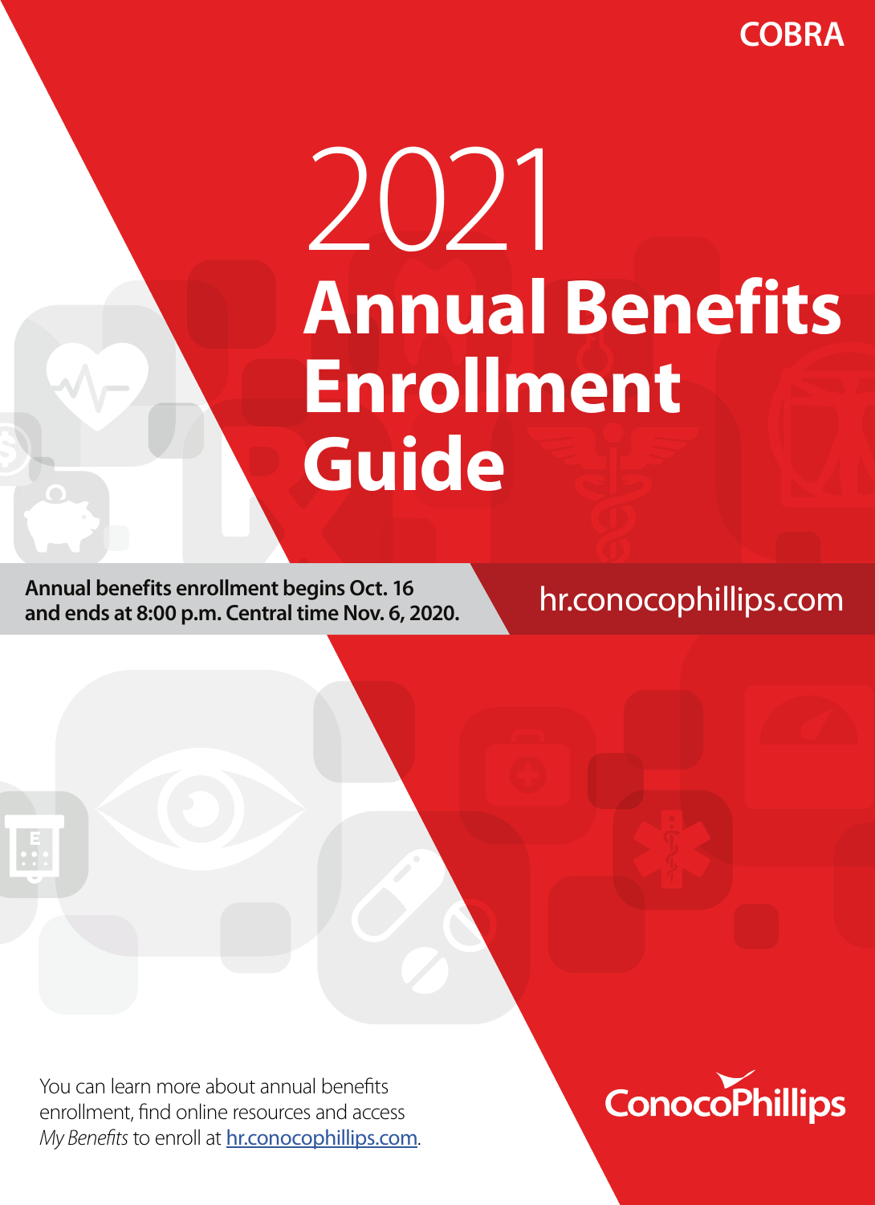COBRA

# 2021 Annual Benefits Enrollment Guide

**Annual benefits enrollment begins Oct. 16 and ends at 8:00 p.m. Central time Nov. 6, 2020.**

hr.conocophillips.com

You can learn more about annual benefits enrollment, find online resources and access *My Benefits* to enroll at hr.conocophillips.com.

ConocoPhillips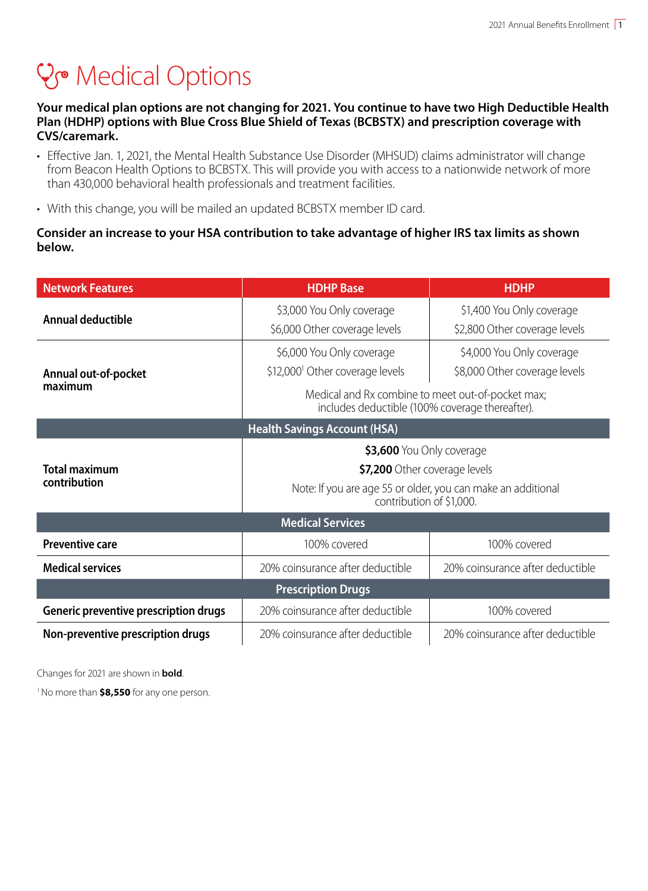# Medical Options

**Your medical plan options are not changing for 2021. You continue to have two High Deductible Health Plan (HDHP) options with Blue Cross Blue Shield of Texas (BCBSTX) and prescription coverage with CVS/caremark.**

- Effective Jan. 1, 2021, the Mental Health Substance Use Disorder (MHSUD) claims administrator will change from Beacon Health Options to BCBSTX. This will provide you with access to a nationwide network of more than 430,000 behavioral health professionals and treatment facilities.
- With this change, you will be mailed an updated BCBSTX member ID card.

**Consider an increase to your HSA contribution to take advantage of higher IRS tax limits as shown below.**

| Network Features | HDHP Base | HDHP |
|---|---|---|
| **Annual deductible** | \$3,000 You Only coverage<br>\$6,000 Other coverage levels | \$1,400 You Only coverage<br>\$2,800 Other coverage levels |
| **Annual out-of-pocket maximum** | \$6,000 You Only coverage<br>\$12,000[1] Other coverage levels | \$4,000 You Only coverage<br>\$8,000 Other coverage levels |
| | Medical and Rx combine to meet out-of-pocket max; includes deductible (100% coverage thereafter). | |
| **Health Savings Account (HSA)** | | |
| **Total maximum contribution** | **\$3,600** You Only coverage<br>**\$7,200** Other coverage levels<br>Note: If you are age 55 or older, you can make an additional contribution of \$1,000. | |
| **Medical Services** | | |
| **Preventive care** | 100% covered | 100% covered |
| **Medical services** | 20% coinsurance after deductible | 20% coinsurance after deductible |
| **Prescription Drugs** | | |
| **Generic preventive prescription drugs** | 20% coinsurance after deductible | 100% covered |
| **Non-preventive prescription drugs** | 20% coinsurance after deductible | 20% coinsurance after deductible |

Changes for 2021 are shown in **bold**.

[1] No more than **\$8,550** for any one person.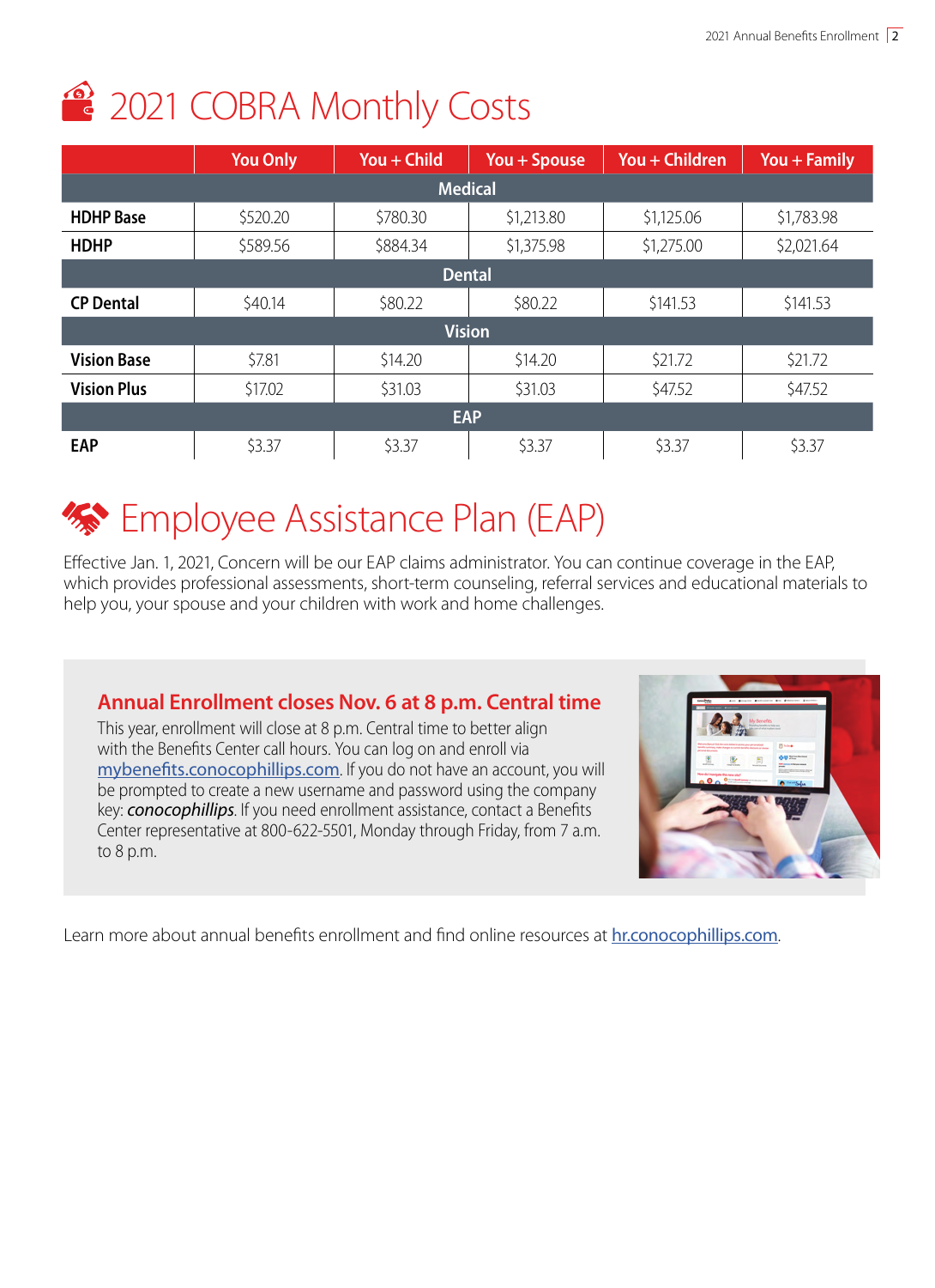# 2021 COBRA Monthly Costs

| | You Only | You + Child | You + Spouse | You + Children | You + Family |
|---|---|---|---|---|---|
| **Medical** | | | | | |
| **HDHP Base** | $520.20 | $780.30 | $1,213.80 | $1,125.06 | $1,783.98 |
| **HDHP** | $589.56 | $884.34 | $1,375.98 | $1,275.00 | $2,021.64 |
| **Dental** | | | | | |
| **CP Dental** | $40.14 | $80.22 | $80.22 | $141.53 | $141.53 |
| **Vision** | | | | | |
| **Vision Base** | $7.81 | $14.20 | $14.20 | $21.72 | $21.72 |
| **Vision Plus** | $17.02 | $31.03 | $31.03 | $47.52 | $47.52 |
| **EAP** | | | | | |
| **EAP** | $3.37 | $3.37 | $3.37 | $3.37 | $3.37 |

# Employee Assistance Plan (EAP)

Effective Jan. 1, 2021, Concern will be our EAP claims administrator. You can continue coverage in the EAP, which provides professional assessments, short-term counseling, referral services and educational materials to help you, your spouse and your children with work and home challenges.

## Annual Enrollment closes Nov. 6 at 8 p.m. Central time

This year, enrollment will close at 8 p.m. Central time to better align with the Benefits Center call hours. You can log on and enroll via mybenefits.conocophillips.com. If you do not have an account, you will be prompted to create a new username and password using the company key: ***conocophillips***. If you need enrollment assistance, contact a Benefits Center representative at 800-622-5501, Monday through Friday, from 7 a.m. to 8 p.m.

Learn more about annual benefits enrollment and find online resources at hr.conocophillips.com.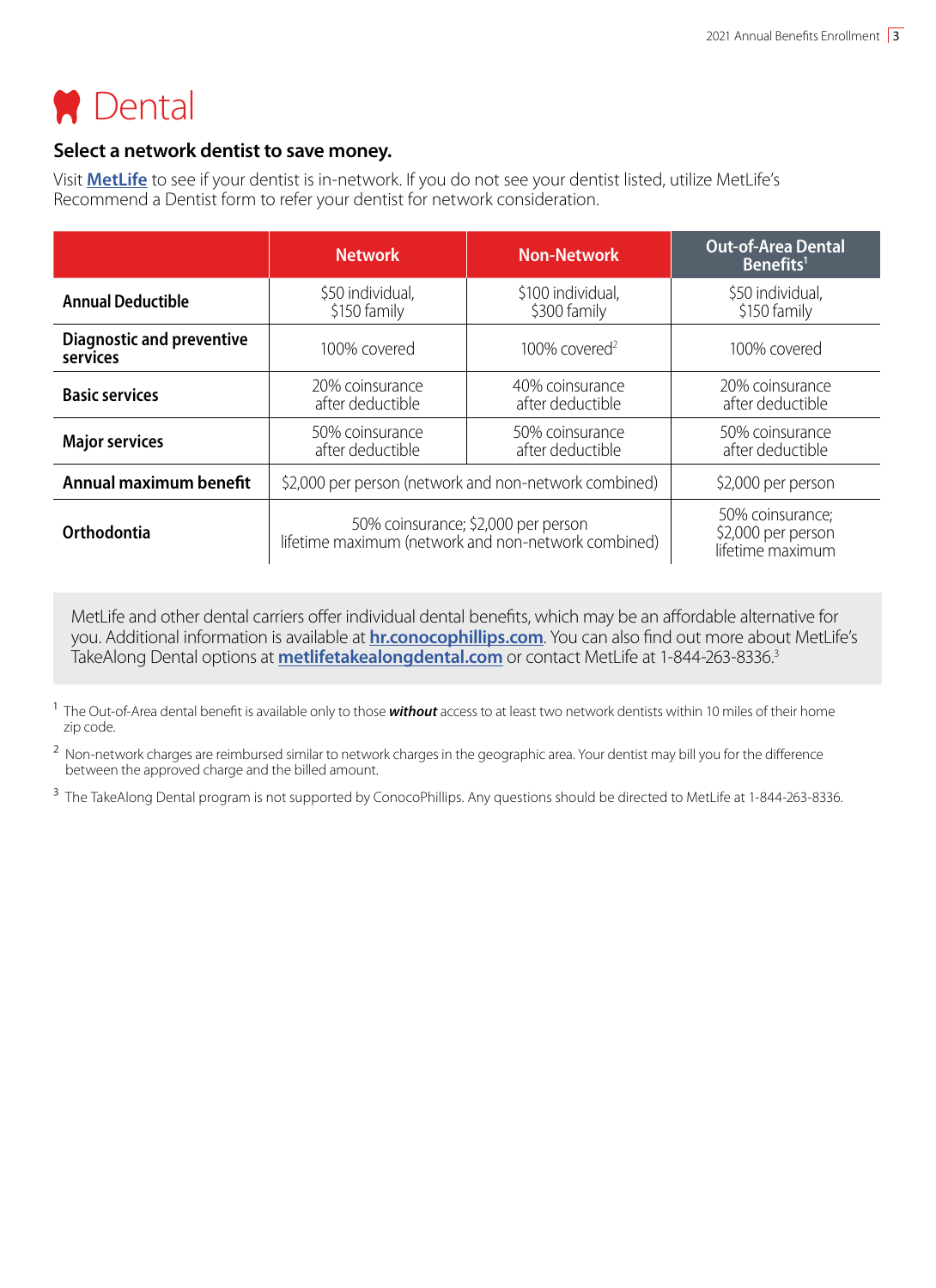# Dental

**Select a network dentist to save money.**

Visit **MetLife** to see if your dentist is in-network. If you do not see your dentist listed, utilize MetLife's Recommend a Dentist form to refer your dentist for network consideration.

| | Network | Non-Network | Out-of-Area Dental Benefits[1] |
|---|---|---|---|
| **Annual Deductible** | $50 individual, $150 family | $100 individual, $300 family | $50 individual, $150 family |
| **Diagnostic and preventive services** | 100% covered | 100% covered[2] | 100% covered |
| **Basic services** | 20% coinsurance after deductible | 40% coinsurance after deductible | 20% coinsurance after deductible |
| **Major services** | 50% coinsurance after deductible | 50% coinsurance after deductible | 50% coinsurance after deductible |
| **Annual maximum benefit** | $2,000 per person (network and non-network combined) | | $2,000 per person |
| **Orthodontia** | 50% coinsurance; $2,000 per person lifetime maximum (network and non-network combined) | | 50% coinsurance; $2,000 per person lifetime maximum |

MetLife and other dental carriers offer individual dental benefits, which may be an affordable alternative for you. Additional information is available at **hr.conocophillips.com**. You can also find out more about MetLife's TakeAlong Dental options at **metlifetakealongdental.com** or contact MetLife at 1-844-263-8336.[3]

[1] The Out-of-Area dental benefit is available only to those ***without*** access to at least two network dentists within 10 miles of their home zip code.

[2] Non-network charges are reimbursed similar to network charges in the geographic area. Your dentist may bill you for the difference between the approved charge and the billed amount.

[3] The TakeAlong Dental program is not supported by ConocoPhillips. Any questions should be directed to MetLife at 1-844-263-8336.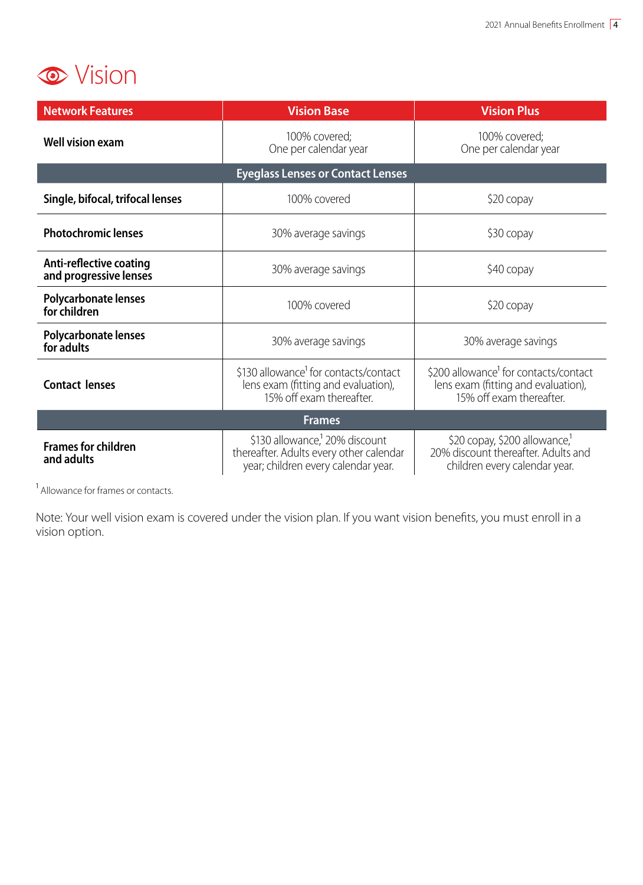# Vision

| Network Features | Vision Base | Vision Plus |
| --- | --- | --- |
| **Well vision exam** | 100% covered; One per calendar year | 100% covered; One per calendar year |
| **Eyeglass Lenses or Contact Lenses** | | |
| **Single, bifocal, trifocal lenses** | 100% covered | $20 copay |
| **Photochromic lenses** | 30% average savings | $30 copay |
| **Anti-reflective coating and progressive lenses** | 30% average savings | $40 copay |
| **Polycarbonate lenses for children** | 100% covered | $20 copay |
| **Polycarbonate lenses for adults** | 30% average savings | 30% average savings |
| **Contact lenses** | $130 allowance[1] for contacts/contact lens exam (fitting and evaluation), 15% off exam thereafter. | $200 allowance[1] for contacts/contact lens exam (fitting and evaluation), 15% off exam thereafter. |
| **Frames** | | |
| **Frames for children and adults** | $130 allowance,[1] 20% discount thereafter. Adults every other calendar year; children every calendar year. | $20 copay, $200 allowance,[1] 20% discount thereafter. Adults and children every calendar year. |

[1] Allowance for frames or contacts.

Note: Your well vision exam is covered under the vision plan. If you want vision benefits, you must enroll in a vision option.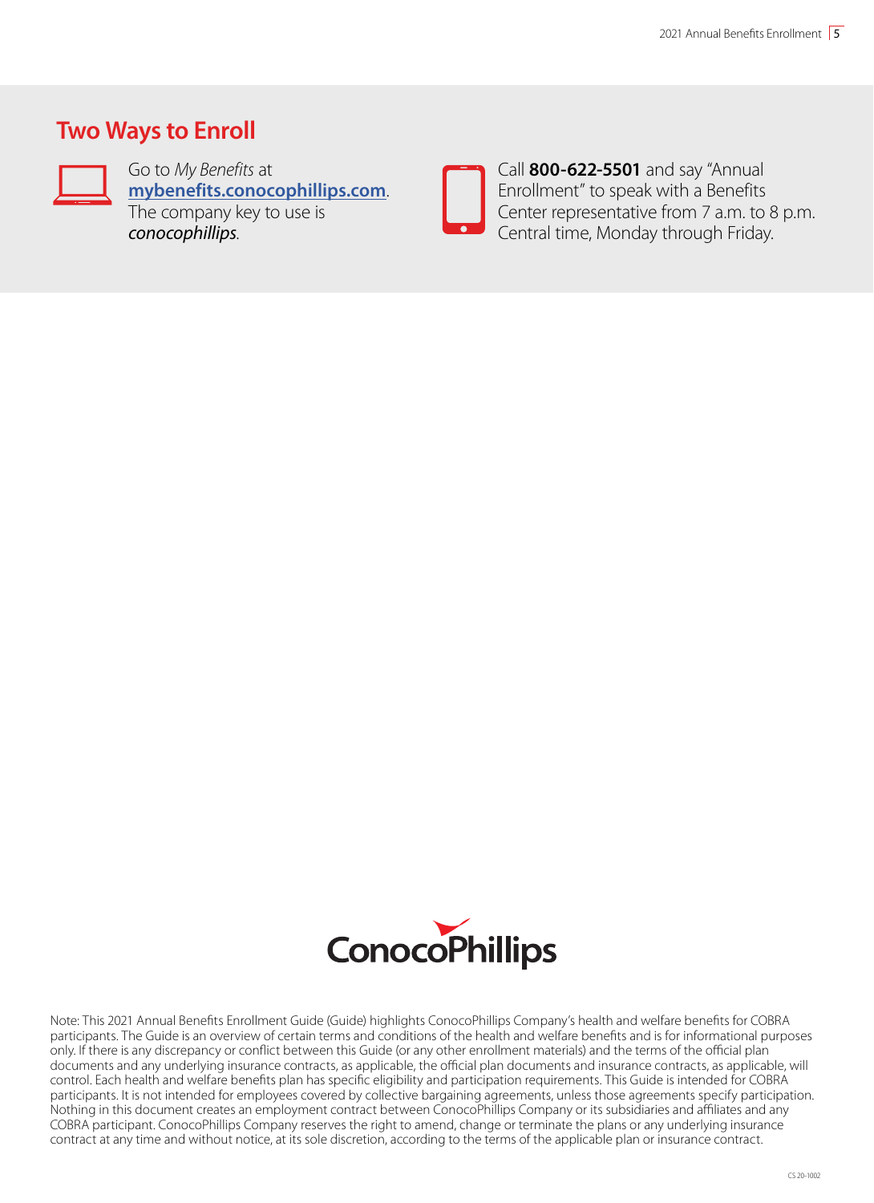## Two Ways to Enroll

Go to *My Benefits* at **mybenefits.conocophillips.com**. The company key to use is *conocophillips*.

Call **800-622-5501** and say "Annual Enrollment" to speak with a Benefits Center representative from 7 a.m. to 8 p.m. Central time, Monday through Friday.

ConocoPhillips

Note: This 2021 Annual Benefits Enrollment Guide (Guide) highlights ConocoPhillips Company's health and welfare benefits for COBRA participants. The Guide is an overview of certain terms and conditions of the health and welfare benefits and is for informational purposes only. If there is any discrepancy or conflict between this Guide (or any other enrollment materials) and the terms of the official plan documents and any underlying insurance contracts, as applicable, the official plan documents and insurance contracts, as applicable, will control. Each health and welfare benefits plan has specific eligibility and participation requirements. This Guide is intended for COBRA participants. It is not intended for employees covered by collective bargaining agreements, unless those agreements specify participation. Nothing in this document creates an employment contract between ConocoPhillips Company or its subsidiaries and affiliates and any COBRA participant. ConocoPhillips Company reserves the right to amend, change or terminate the plans or any underlying insurance contract at any time and without notice, at its sole discretion, according to the terms of the applicable plan or insurance contract.

CS 20-1002